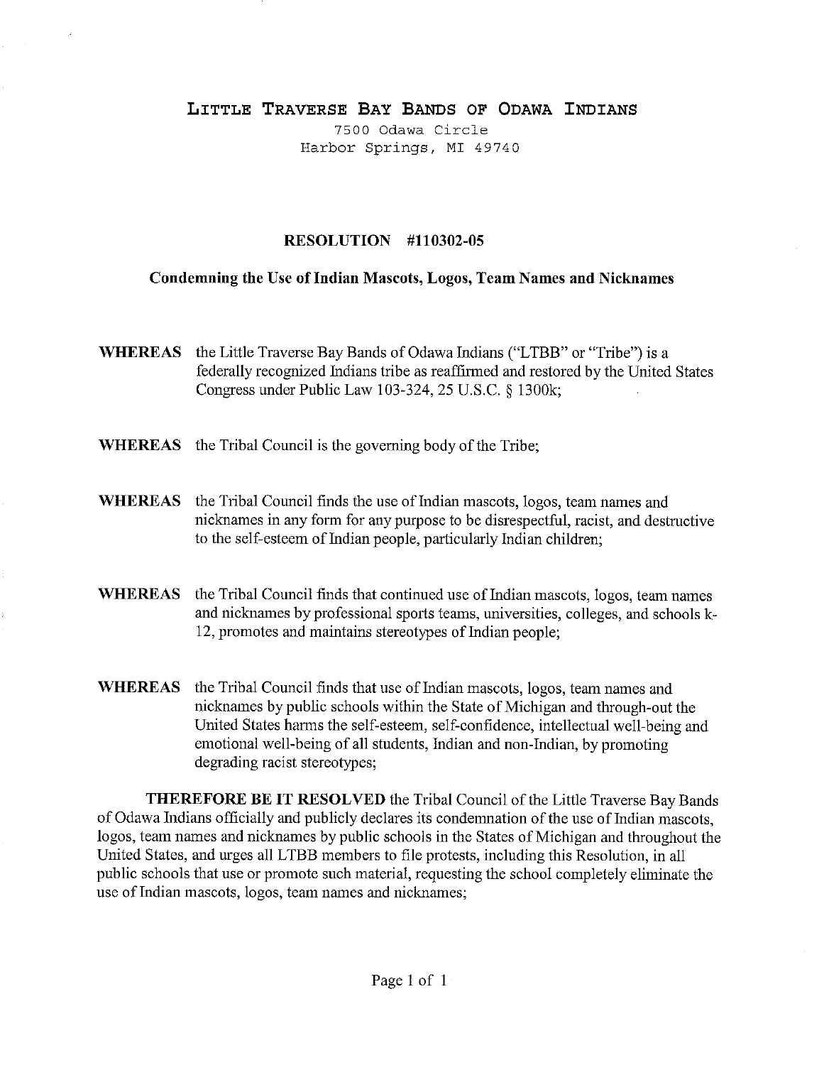# LITTLE TRAVERSE BAY BANDS OF ODAWA INDIANS

7500 Odawa Circle
Harbor Springs, MI 49740

## RESOLUTION #110302-05

### Condemning the Use of Indian Mascots, Logos, Team Names and Nicknames

**WHEREAS** the Little Traverse Bay Bands of Odawa Indians ("LTBB" or "Tribe") is a federally recognized Indians tribe as reaffirmed and restored by the United States Congress under Public Law 103-324, 25 U.S.C. § 1300k;

**WHEREAS** the Tribal Council is the governing body of the Tribe;

**WHEREAS** the Tribal Council finds the use of Indian mascots, logos, team names and nicknames in any form for any purpose to be disrespectful, racist, and destructive to the self-esteem of Indian people, particularly Indian children;

**WHEREAS** the Tribal Council finds that continued use of Indian mascots, logos, team names and nicknames by professional sports teams, universities, colleges, and schools k-12, promotes and maintains stereotypes of Indian people;

**WHEREAS** the Tribal Council finds that use of Indian mascots, logos, team names and nicknames by public schools within the State of Michigan and through-out the United States harms the self-esteem, self-confidence, intellectual well-being and emotional well-being of all students, Indian and non-Indian, by promoting degrading racist stereotypes;

**THEREFORE BE IT RESOLVED** the Tribal Council of the Little Traverse Bay Bands of Odawa Indians officially and publicly declares its condemnation of the use of Indian mascots, logos, team names and nicknames by public schools in the States of Michigan and throughout the United States, and urges all LTBB members to file protests, including this Resolution, in all public schools that use or promote such material, requesting the school completely eliminate the use of Indian mascots, logos, team names and nicknames;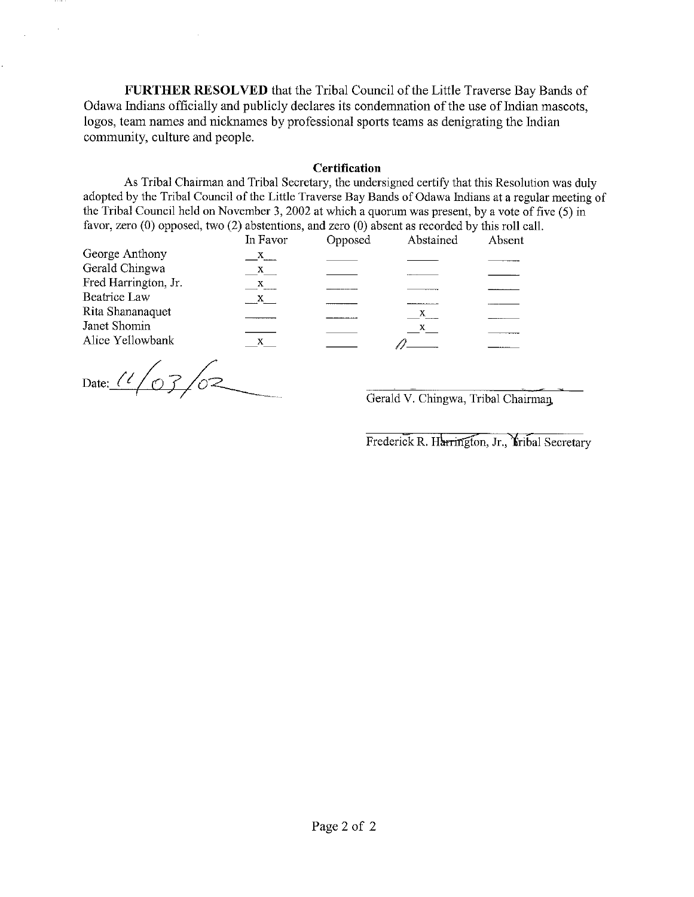**FURTHER RESOLVED** that the Tribal Council of the Little Traverse Bay Bands of Odawa Indians officially and publicly declares its condemnation of the use of Indian mascots, logos, team names and nicknames by professional sports teams as denigrating the Indian community, culture and people.

**Certification**

As Tribal Chairman and Tribal Secretary, the undersigned certify that this Resolution was duly adopted by the Tribal Council of the Little Traverse Bay Bands of Odawa Indians at a regular meeting of the Tribal Council held on November 3, 2002 at which a quorum was present, by a vote of five (5) in favor, zero (0) opposed, two (2) abstentions, and zero (0) absent as recorded by this roll call.

| | In Favor | Opposed | Abstained | Absent |
|---|---|---|---|---|
| George Anthony | x | | | |
| Gerald Chingwa | x | | | |
| Fred Harrington, Jr. | x | | | |
| Beatrice Law | x | | | |
| Rita Shananaquet | | | x | |
| Janet Shomin | | | x | |
| Alice Yellowbank | x | | | |

Date: 11/03/02

Gerald V. Chingwa, Tribal Chairman

Frederick R. Harrington, Jr., Tribal Secretary